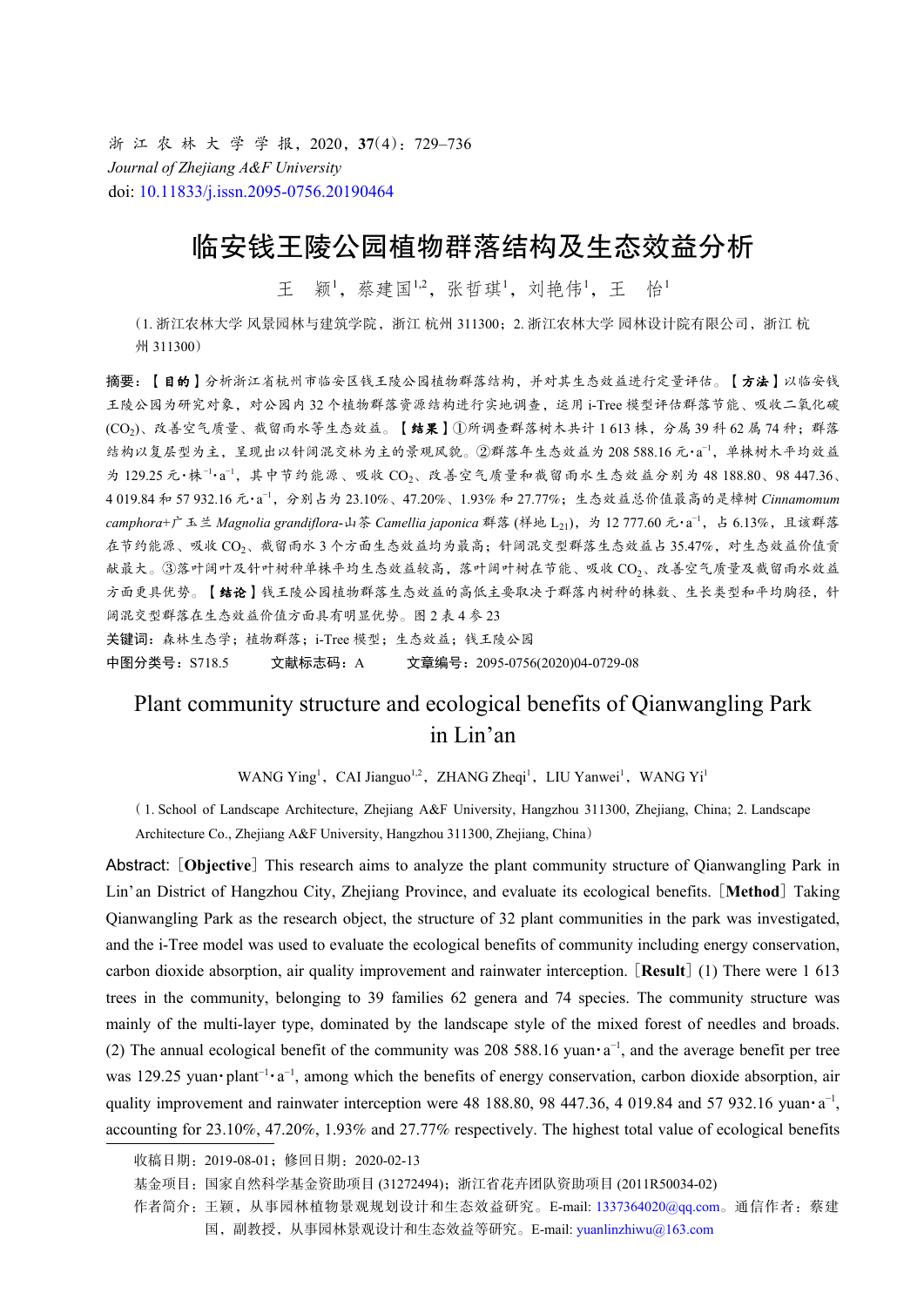浙 江 农 林 大 学 学 报，2020，**37**(4)：729–736

*Journal of Zhejiang A&F University*

doi: 10.11833/j.issn.2095-0756.20190464

# 临安钱王陵公园植物群落结构及生态效益分析

王　颖[1]，蔡建国[1,2]，张哲琪[1]，刘艳伟[1]，王　怡[1]

（1. 浙江农林大学 风景园林与建筑学院，浙江 杭州 311300；2. 浙江农林大学 园林设计院有限公司，浙江 杭州 311300）

**摘要：【目的】**分析浙江省杭州市临安区钱王陵公园植物群落结构，并对其生态效益进行定量评估。**【方法】**以临安钱王陵公园为研究对象，对公园内 32 个植物群落资源结构进行实地调查，运用 i-Tree 模型评估群落节能、吸收二氧化碳 ($CO_2$)、改善空气质量、截留雨水等生态效益。**【结果】**①所调查群落树木共计 1 613 株，分属 39 科 62 属 74 种；群落结构以复层型为主，呈现出以针阔混交林为主的景观风貌。②群落年生态效益为 208 588.16 元·$a^{-1}$，单株树木平均效益为 129.25 元·株$^{-1}$·$a^{-1}$，其中节约能源、吸收 $CO_2$、改善空气质量和截留雨水生态效益分别为 48 188.80、98 447.36、4 019.84 和 57 932.16 元·$a^{-1}$，分别占为 23.10%、47.20%、1.93% 和 27.77%；生态效益总价值最高的是樟树 *Cinnamomum camphora*+广玉兰 *Magnolia grandiflora*-山茶 *Camellia japonica* 群落 (样地 $L_{21}$)，为 12 777.60 元·$a^{-1}$，占 6.13%，且该群落在节约能源、吸收 $CO_2$、截留雨水 3 个方面生态效益均为最高；针阔混交型群落生态效益占 35.47%，对生态效益价值贡献最大。③落叶阔叶及针叶树种单株平均生态效益较高，落叶阔叶树在节能、吸收 $CO_2$、改善空气质量及截留雨水效益方面更具优势。**【结论】**钱王陵公园植物群落生态效益的高低主要取决于群落内树种的株数、生长类型和平均胸径，针阔混交型群落在生态效益价值方面具有明显优势。图 2 表 4 参 23

**关键词：**森林生态学；植物群落；i-Tree 模型；生态效益；钱王陵公园

**中图分类号：**S718.5　　**文献标志码：**A　　**文章编号：**2095-0756(2020)04-0729-08

# Plant community structure and ecological benefits of Qianwangling Park in Lin'an

WANG Ying[1], CAI Jianguo[1,2], ZHANG Zheqi[1], LIU Yanwei[1], WANG Yi[1]

（1. School of Landscape Architecture, Zhejiang A&F University, Hangzhou 311300, Zhejiang, China; 2. Landscape Architecture Co., Zhejiang A&F University, Hangzhou 311300, Zhejiang, China）

Abstract: [**Objective**] This research aims to analyze the plant community structure of Qianwangling Park in Lin'an District of Hangzhou City, Zhejiang Province, and evaluate its ecological benefits. [**Method**] Taking Qianwangling Park as the research object, the structure of 32 plant communities in the park was investigated, and the i-Tree model was used to evaluate the ecological benefits of community including energy conservation, carbon dioxide absorption, air quality improvement and rainwater interception. [**Result**] (1) There were 1 613 trees in the community, belonging to 39 families 62 genera and 74 species. The community structure was mainly of the multi-layer type, dominated by the landscape style of the mixed forest of needles and broads. (2) The annual ecological benefit of the community was 208 588.16 yuan·$a^{-1}$, and the average benefit per tree was 129.25 yuan·plant$^{-1}$·$a^{-1}$, among which the benefits of energy conservation, carbon dioxide absorption, air quality improvement and rainwater interception were 48 188.80, 98 447.36, 4 019.84 and 57 932.16 yuan·$a^{-1}$, accounting for 23.10%, 47.20%, 1.93% and 27.77% respectively. The highest total value of ecological benefits

---

收稿日期：2019-08-01；修回日期：2020-02-13

基金项目：国家自然科学基金资助项目 (31272494)；浙江省花卉团队资助项目 (2011R50034-02)

作者简介：王颖，从事园林植物景观规划设计和生态效益研究。E-mail: 1337364020@qq.com。通信作者：蔡建国，副教授，从事园林景观设计和生态效益等研究。E-mail: yuanlinzhiwu@163.com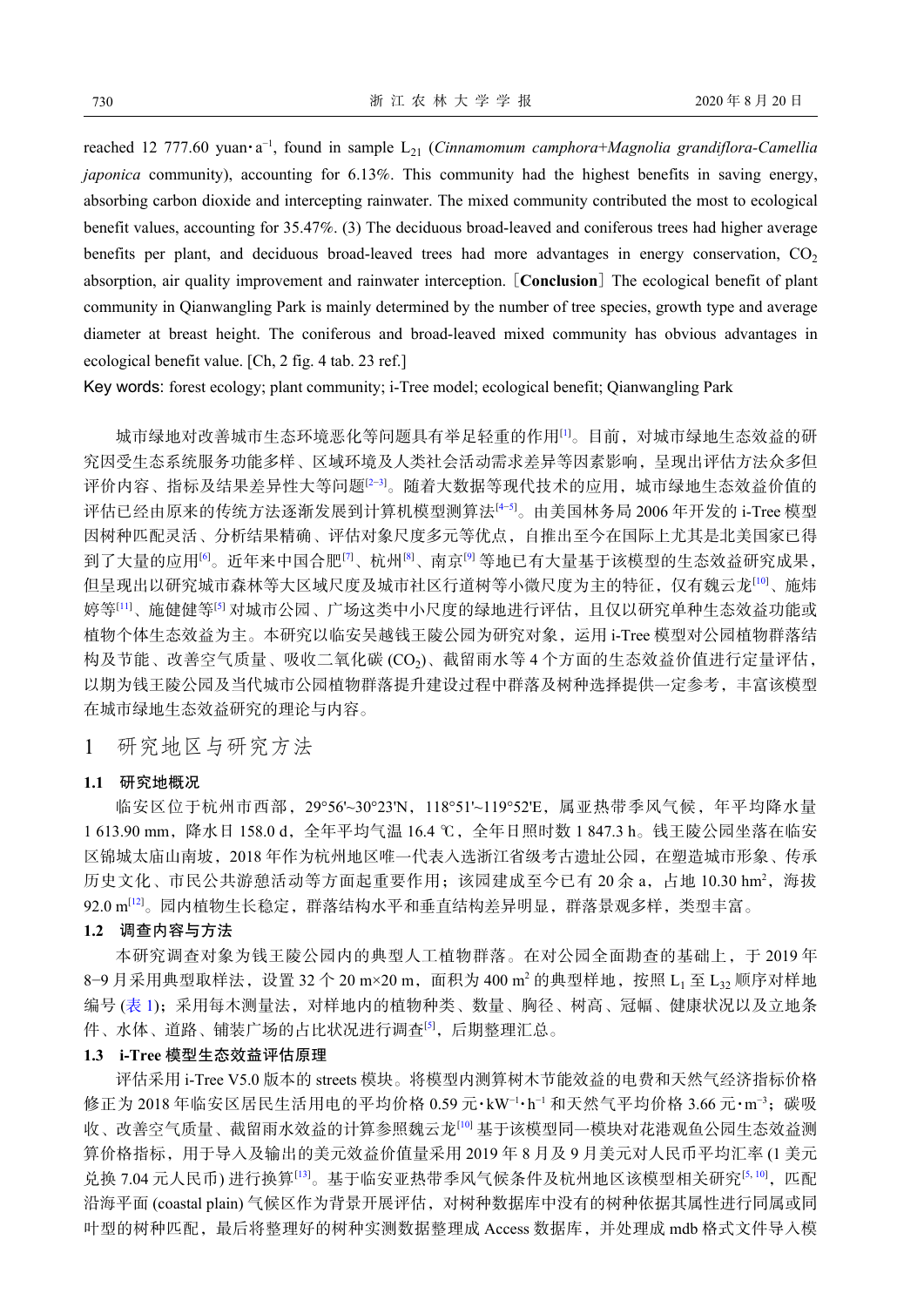reached 12 777.60 yuan·a−1, found in sample $L_{21}$ (*Cinnamomum camphora*+*Magnolia grandiflora*-*Camellia japonica* community), accounting for 6.13%. This community had the highest benefits in saving energy, absorbing carbon dioxide and intercepting rainwater. The mixed community contributed the most to ecological benefit values, accounting for 35.47%. (3) The deciduous broad-leaved and coniferous trees had higher average benefits per plant, and deciduous broad-leaved trees had more advantages in energy conservation, $CO_2$ absorption, air quality improvement and rainwater interception. [**Conclusion**] The ecological benefit of plant community in Qianwangling Park is mainly determined by the number of tree species, growth type and average diameter at breast height. The coniferous and broad-leaved mixed community has obvious advantages in ecological benefit value. [Ch, 2 fig. 4 tab. 23 ref.]

Key words: forest ecology; plant community; i-Tree model; ecological benefit; Qianwangling Park

城市绿地对改善城市生态环境恶化等问题具有举足轻重的作用[1]。目前，对城市绿地生态效益的研究因受生态系统服务功能多样、区域环境及人类社会活动需求差异等因素影响，呈现出评估方法众多但评价内容、指标及结果差异性大等问题[2−3]。随着大数据等现代技术的应用，城市绿地生态效益价值的评估已经由原来的传统方法逐渐发展到计算机模型测算法[4−5]。由美国林务局 2006 年开发的 i-Tree 模型因树种匹配灵活、分析结果精确、评估对象尺度多元等优点，自推出至今在国际上尤其是北美国家已得到了大量的应用[6]。近年来中国合肥[7]、杭州[8]、南京[9] 等地已有大量基于该模型的生态效益研究成果，但呈现出以研究城市森林等大区域尺度及城市社区行道树等小微尺度为主的特征，仅有魏云龙[10]、施炜婷等[11]、施健健等[5] 对城市公园、广场这类中小尺度的绿地进行评估，且仅以研究单种生态效益功能或植物个体生态效益为主。本研究以临安吴越钱王陵公园为研究对象，运用 i-Tree 模型对公园植物群落结构及节能、改善空气质量、吸收二氧化碳 ($CO_2$)、截留雨水等 4 个方面的生态效益价值进行定量评估，以期为钱王陵公园及当代城市公园植物群落提升建设过程中群落及树种选择提供一定参考，丰富该模型在城市绿地生态效益研究的理论与内容。

# 1 研究地区与研究方法

## 1.1 研究地概况

临安区位于杭州市西部，29°56'~30°23'N，118°51'~119°52'E，属亚热带季风气候，年平均降水量 1 613.90 mm，降水日 158.0 d，全年平均气温 16.4 ℃，全年日照时数 1 847.3 h。钱王陵公园坐落在临安区锦城太庙山南坡，2018 年作为杭州地区唯一代表入选浙江省级考古遗址公园，在塑造城市形象、传承历史文化、市民公共游憩活动等方面起重要作用；该园建成至今已有 20 余 a，占地 10.30 hm2，海拔 92.0 m[12]。园内植物生长稳定，群落结构水平和垂直结构差异明显，群落景观多样，类型丰富。

## 1.2 调查内容与方法

本研究调查对象为钱王陵公园内的典型人工植物群落。在对公园全面勘查的基础上，于 2019 年 8−9 月采用典型取样法，设置 32 个 20 m×20 m，面积为 400 m2 的典型样地，按照 $L_1$ 至 $L_{32}$ 顺序对样地编号 (表 1)；采用每木测量法，对样地内的植物种类、数量、胸径、树高、冠幅、健康状况以及立地条件、水体、道路、铺装广场的占比状况进行调查[5]，后期整理汇总。

## 1.3 i-Tree 模型生态效益评估原理

评估采用 i-Tree V5.0 版本的 streets 模块。将模型内测算树木节能效益的电费和天然气经济指标价格修正为 2018 年临安区居民生活用电的平均价格 0.59 元·kW−1·h−1 和天然气平均价格 3.66 元·m−3；碳吸收、改善空气质量、截留雨水效益的计算参照魏云龙[10] 基于该模型同一模块对花港观鱼公园生态效益测算价格指标，用于导入及输出的美元效益价值量采用 2019 年 8 月及 9 月美元对人民币平均汇率 (1 美元兑换 7.04 元人民币) 进行换算[13]。基于临安亚热带季风气候条件及杭州地区该模型相关研究[5, 10]，匹配沿海平面 (coastal plain) 气候区作为背景开展评估，对树种数据库中没有的树种依据其属性进行同属或同叶型的树种匹配，最后将整理好的树种实测数据整理成 Access 数据库，并处理成 mdb 格式文件导入模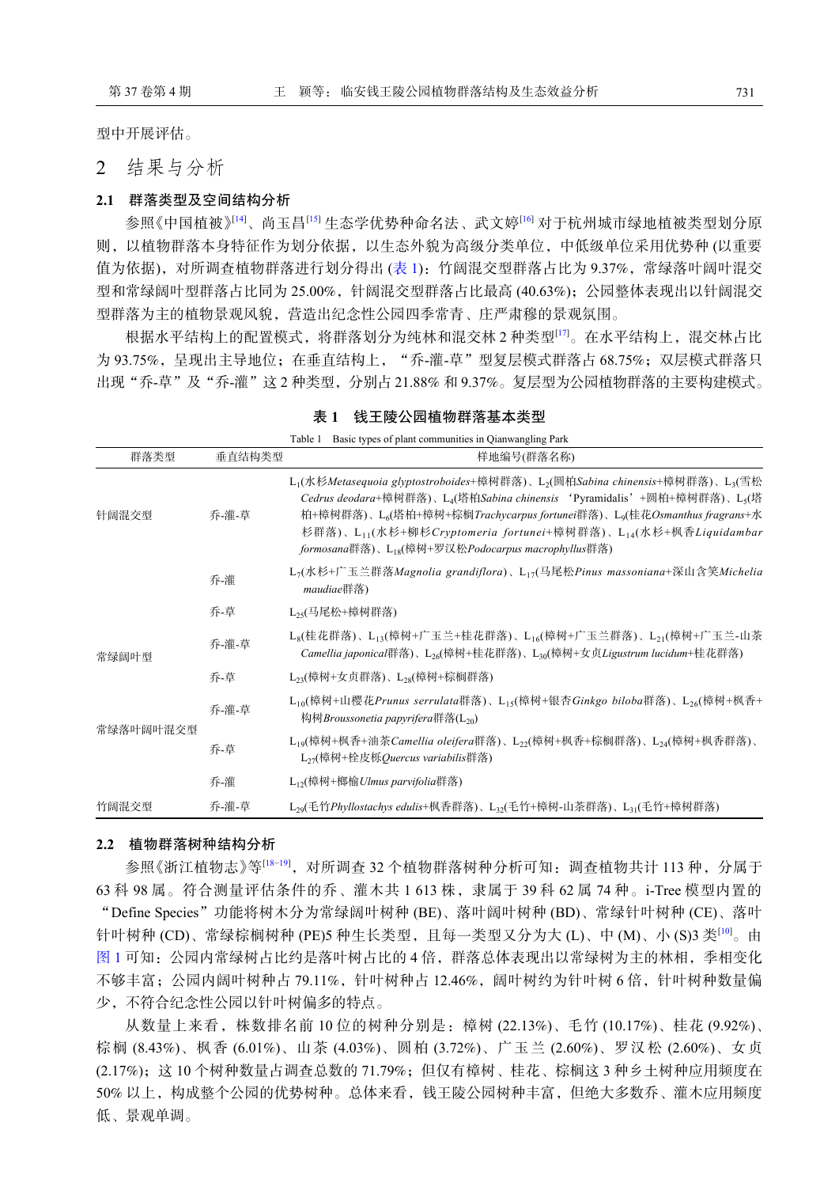型中开展评估。

## 2 结果与分析

### 2.1 群落类型及空间结构分析

参照《中国植被》[14]、尚玉昌[15]生态学优势种命名法、武文婷[16]对于杭州城市绿地植被类型划分原则，以植物群落本身特征作为划分依据，以生态外貌为高级分类单位，中低级单位采用优势种 (以重要值为依据)，对所调查植物群落进行划分得出 (表 1)：竹阔混交型群落占比为 9.37%，常绿落叶阔叶混交型和常绿阔叶型群落占比同为 25.00%，针阔混交型群落占比最高 (40.63%)；公园整体表现出以针阔混交型群落为主的植物景观风貌，营造出纪念性公园四季常青、庄严肃穆的景观氛围。

根据水平结构上的配置模式，将群落划分为纯林和混交林 2 种类型[17]。在水平结构上，混交林占比为 93.75%，呈现出主导地位；在垂直结构上，“乔-灌-草”型复层模式群落占 68.75%；双层模式群落只出现“乔-草”及“乔-灌”这 2 种类型，分别占 21.88% 和 9.37%。复层型为公园植物群落的主要构建模式。

**表 1 钱王陵公园植物群落基本类型**

Table 1 Basic types of plant communities in Qianwangling Park

| 群落类型 | 垂直结构类型 | 样地编号(群落名称) |
| --- | --- | --- |
| 针阔混交型 | 乔-灌-草 | $L_1$(水杉*Metasequoia glyptostroboides*+樟树群落)、$L_2$(圆柏*Sabina chinensis*+樟树群落)、$L_3$(雪松*Cedrus deodara*+樟树群落)、$L_4$(塔柏*Sabina chinensis* ‘Pyramidalis’+圆柏+樟树群落)、$L_5$(塔柏+樟树群落)、$L_6$(塔柏+樟树+棕榈*Trachycarpus fortunei*群落)、$L_9$(桂花*Osmanthus fragrans*+水杉群落)、$L_{11}$(水杉+柳杉*Cryptomeria fortunei*+樟树群落)、$L_{14}$(水杉+枫香*Liquidambar formosana*群落)、$L_{18}$(樟树+罗汉松*Podocarpus macrophyllus*群落) |
| | 乔-灌 | $L_7$(水杉+广玉兰群落*Magnolia grandiflora*)、$L_{17}$(马尾松*Pinus massoniana*+深山含笑*Michelia maudiae*群落) |
| | 乔-草 | $L_{25}$(马尾松+樟树群落) |
| 常绿阔叶型 | 乔-灌-草 | $L_8$(桂花群落)、$L_{13}$(樟树+广玉兰+桂花群落)、$L_{16}$(樟树+广玉兰群落)、$L_{21}$(樟树+广玉兰-山茶*Camellia japonica*群落)、$L_{26}$(樟树+桂花群落)、$L_{30}$(樟树+女贞*Ligustrum lucidum*+桂花群落) |
| | 乔-草 | $L_{23}$(樟树+女贞群落)、$L_{28}$(樟树+棕榈群落) |
| 常绿落叶阔叶混交型 | 乔-灌-草 | $L_{10}$(樟树+山樱花*Prunus serrulata*群落)、$L_{15}$(樟树+银杏*Ginkgo biloba*群落)、$L_{26}$(樟树+枫香+构树*Broussonetia papyrifera*群落($L_{20}$) |
| | 乔-草 | $L_{19}$(樟树+枫香+油茶*Camellia oleifera*群落)、$L_{22}$(樟树+枫香+棕榈群落)、$L_{24}$(樟树+枫香群落)、$L_{27}$(樟树+栓皮栎*Quercus variabilis*群落) |
| | 乔-灌 | $L_{12}$(樟树+榔榆*Ulmus parvifolia*群落) |
| 竹阔混交型 | 乔-灌-草 | $L_{29}$(毛竹*Phyllostachys edulis*+枫香群落)、$L_{32}$(毛竹+樟树-山茶群落)、$L_{31}$(毛竹+樟树群落) |

### 2.2 植物群落树种结构分析

参照《浙江植物志》等[18−19]，对所调查 32 个植物群落树种分析可知：调查植物共计 113 种，分属于 63 科 98 属。符合测量评估条件的乔、灌木共 1 613 株，隶属于 39 科 62 属 74 种。i-Tree 模型内置的“Define Species”功能将树木分为常绿阔叶树种 (BE)、落叶阔叶树种 (BD)、常绿针叶树种 (CE)、落叶针叶树种 (CD)、常绿棕榈树种 (PE)5 种生长类型，且每一类型又分为大 (L)、中 (M)、小 (S)3 类[10]。由图 1 可知：公园内常绿树占比约是落叶树占比的 4 倍，群落总体表现出以常绿树为主的林相，季相变化不够丰富；公园内阔叶树种占 79.11%，针叶树种占 12.46%，阔叶树约为针叶树 6 倍，针叶树种数量偏少，不符合纪念性公园以针叶树偏多的特点。

从数量上来看，株数排名前 10 位的树种分别是：樟树 (22.13%)、毛竹 (10.17%)、桂花 (9.92%)、棕榈 (8.43%)、枫香 (6.01%)、山茶 (4.03%)、圆柏 (3.72%)、广玉兰 (2.60%)、罗汉松 (2.60%)、女贞 (2.17%)；这 10 个树种数量占调查总数的 71.79%；但仅有樟树、桂花、棕榈这 3 种乡土树种应用频度在 50% 以上，构成整个公园的优势树种。总体来看，钱王陵公园树种丰富，但绝大多数乔、灌木应用频度低、景观单调。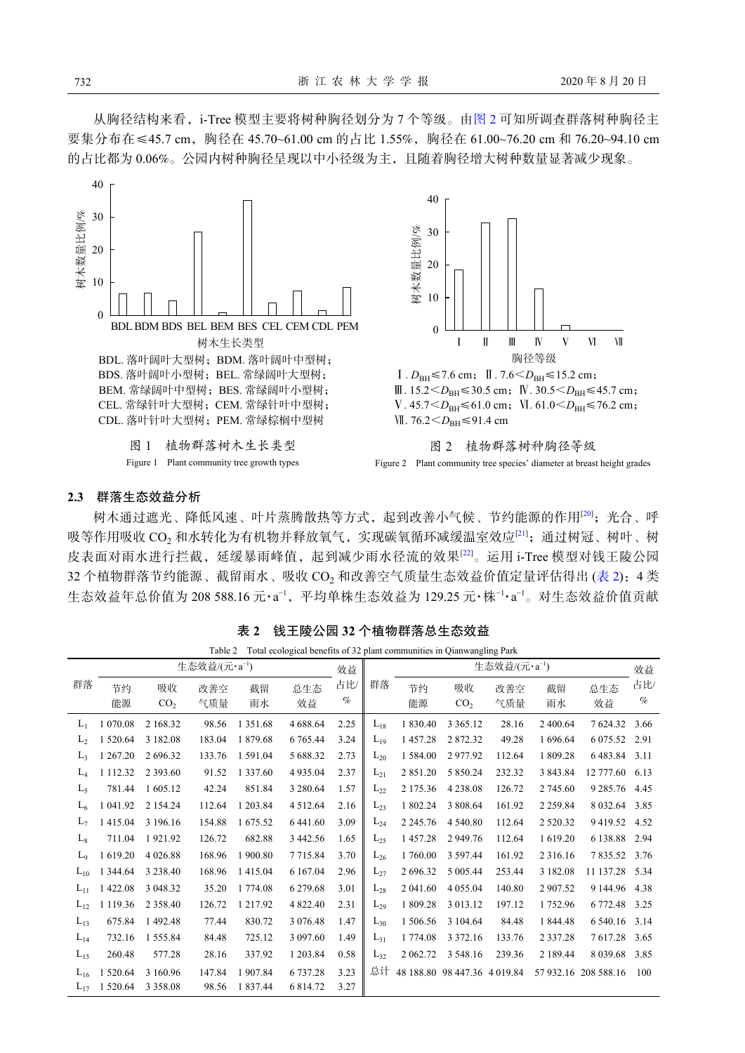从胸径结构来看，i-Tree 模型主要将树种胸径划分为 7 个等级。由图 2 可知所调查群落树种胸径主要集分布在≤45.7 cm，胸径在 45.70~61.00 cm 的占比 1.55%，胸径在 61.00~76.20 cm 和 76.20~94.10 cm 的占比都为 0.06%。公园内树种胸径呈现以中小径级为主，且随着胸径增大树种数量显著减少现象。

BDL. 落叶阔叶大型树；BDM. 落叶阔叶中型树；BDS. 落叶阔叶小型树；BEL. 常绿阔叶大型树；BEM. 常绿阔叶中型树；BES. 常绿阔叶小型树；CEL. 常绿针叶大型树；CEM. 常绿针叶中型树；CDL. 落叶针叶大型树；PEM. 常绿棕榈中型树

图 1　植物群落树木生长类型

Figure 1　Plant community tree growth types

Ⅰ. $D_{BH}$≤7.6 cm；Ⅱ. 7.6<$D_{BH}$≤15.2 cm；Ⅲ. 15.2<$D_{BH}$≤30.5 cm；Ⅳ. 30.5<$D_{BH}$≤45.7 cm；Ⅴ. 45.7<$D_{BH}$≤61.0 cm；Ⅵ. 61.0<$D_{BH}$≤76.2 cm；Ⅶ. 76.2<$D_{BH}$≤91.4 cm

图 2　植物群落树种胸径等级

Figure 2　Plant community tree species' diameter at breast height grades

### 2.3　群落生态效益分析

树木通过遮光、降低风速、叶片蒸腾散热等方式，起到改善小气候、节约能源的作用[20]；光合、呼吸等作用吸收 $CO_2$ 和水转化为有机物并释放氧气，实现碳氧循环减缓温室效应[21]；通过树冠、树叶、树皮表面对雨水进行拦截，延缓暴雨峰值，起到减少雨水径流的效果[22]。运用 i-Tree 模型对钱王陵公园 32 个植物群落节约能源、截留雨水、吸收 $CO_2$ 和改善空气质量生态效益价值定量评估得出 (表 2)：4 类生态效益年总价值为 208 588.16 元·a$^{-1}$，平均单株生态效益为 129.25 元·株$^{-1}$·a$^{-1}$。对生态效益价值贡献

**表 2　钱王陵公园 32 个植物群落总生态效益**

Table 2　Total ecological benefits of 32 plant communities in Qianwangling Park

| 群落 | 生态效益/(元·a$^{-1}$) | | | | | 效益占比/% | 群落 | 生态效益/(元·a$^{-1}$) | | | | | 效益占比/% |
|---|---|---|---|---|---|---|---|---|---|---|---|---|---|
| | 节约能源 | 吸收 $CO_2$ | 改善空气质量 | 截留雨水 | 总生态效益 | | | 节约能源 | 吸收 $CO_2$ | 改善空气质量 | 截留雨水 | 总生态效益 | |
| $L_1$ | 1 070.08 | 2 168.32 | 98.56 | 1 351.68 | 4 688.64 | 2.25 | $L_{18}$ | 1 830.40 | 3 365.12 | 28.16 | 2 400.64 | 7 624.32 | 3.66 |
| $L_2$ | 1 520.64 | 3 182.08 | 183.04 | 1 879.68 | 6 765.44 | 3.24 | $L_{19}$ | 1 457.28 | 2 872.32 | 49.28 | 1 696.64 | 6 075.52 | 2.91 |
| $L_3$ | 1 267.20 | 2 696.32 | 133.76 | 1 591.04 | 5 688.32 | 2.73 | $L_{20}$ | 1 584.00 | 2 977.92 | 112.64 | 1 809.28 | 6 483.84 | 3.11 |
| $L_4$ | 1 112.32 | 2 393.60 | 91.52 | 1 337.60 | 4 935.04 | 2.37 | $L_{21}$ | 2 851.20 | 5 850.24 | 232.32 | 3 843.84 | 12 777.60 | 6.13 |
| $L_5$ | 781.44 | 1 605.12 | 42.24 | 851.84 | 3 280.64 | 1.57 | $L_{22}$ | 2 175.36 | 4 238.08 | 126.72 | 2 745.60 | 9 285.76 | 4.45 |
| $L_6$ | 1 041.92 | 2 154.24 | 112.64 | 1 203.84 | 4 512.64 | 2.16 | $L_{23}$ | 1 802.24 | 3 808.64 | 161.92 | 2 259.84 | 8 032.64 | 3.85 |
| $L_7$ | 1 415.04 | 3 196.16 | 154.88 | 1 675.52 | 6 441.60 | 3.09 | $L_{24}$ | 2 245.76 | 4 540.80 | 112.64 | 2 520.32 | 9 419.52 | 4.52 |
| $L_8$ | 711.04 | 1 921.92 | 126.72 | 682.88 | 3 442.56 | 1.65 | $L_{25}$ | 1 457.28 | 2 949.76 | 112.64 | 1 619.20 | 6 138.88 | 2.94 |
| $L_9$ | 1 619.20 | 4 026.88 | 168.96 | 1 900.80 | 7 715.84 | 3.70 | $L_{26}$ | 1 760.00 | 3 597.44 | 161.92 | 2 316.16 | 7 835.52 | 3.76 |
| $L_{10}$ | 1 344.64 | 3 238.40 | 168.96 | 1 415.04 | 6 167.04 | 2.96 | $L_{27}$ | 2 696.32 | 5 005.44 | 253.44 | 3 182.08 | 11 137.28 | 5.34 |
| $L_{11}$ | 1 422.08 | 3 048.32 | 35.20 | 1 774.08 | 6 279.68 | 3.01 | $L_{28}$ | 2 041.60 | 4 055.04 | 140.80 | 2 907.52 | 9 144.96 | 4.38 |
| $L_{12}$ | 1 119.36 | 2 358.40 | 126.72 | 1 217.92 | 4 822.40 | 2.31 | $L_{29}$ | 1 809.28 | 3 013.12 | 197.12 | 1 752.96 | 6 772.48 | 3.25 |
| $L_{13}$ | 675.84 | 1 492.48 | 77.44 | 830.72 | 3 076.48 | 1.47 | $L_{30}$ | 1 506.56 | 3 104.64 | 84.48 | 1 844.48 | 6 540.16 | 3.14 |
| $L_{14}$ | 732.16 | 1 555.84 | 84.48 | 725.12 | 3 097.60 | 1.49 | $L_{31}$ | 1 774.08 | 3 372.16 | 133.76 | 2 337.28 | 7 617.28 | 3.65 |
| $L_{15}$ | 260.48 | 577.28 | 28.16 | 337.92 | 1 203.84 | 0.58 | $L_{32}$ | 2 062.72 | 3 548.16 | 239.36 | 2 189.44 | 8 039.68 | 3.85 |
| $L_{16}$ | 1 520.64 | 3 160.96 | 147.84 | 1 907.84 | 6 737.28 | 3.23 | 总计 | 48 188.80 | 98 447.36 | 4 019.84 | 57 932.16 | 208 588.16 | 100 |
| $L_{17}$ | 1 520.64 | 3 358.08 | 98.56 | 1 837.44 | 6 814.72 | 3.27 | | | | | | | |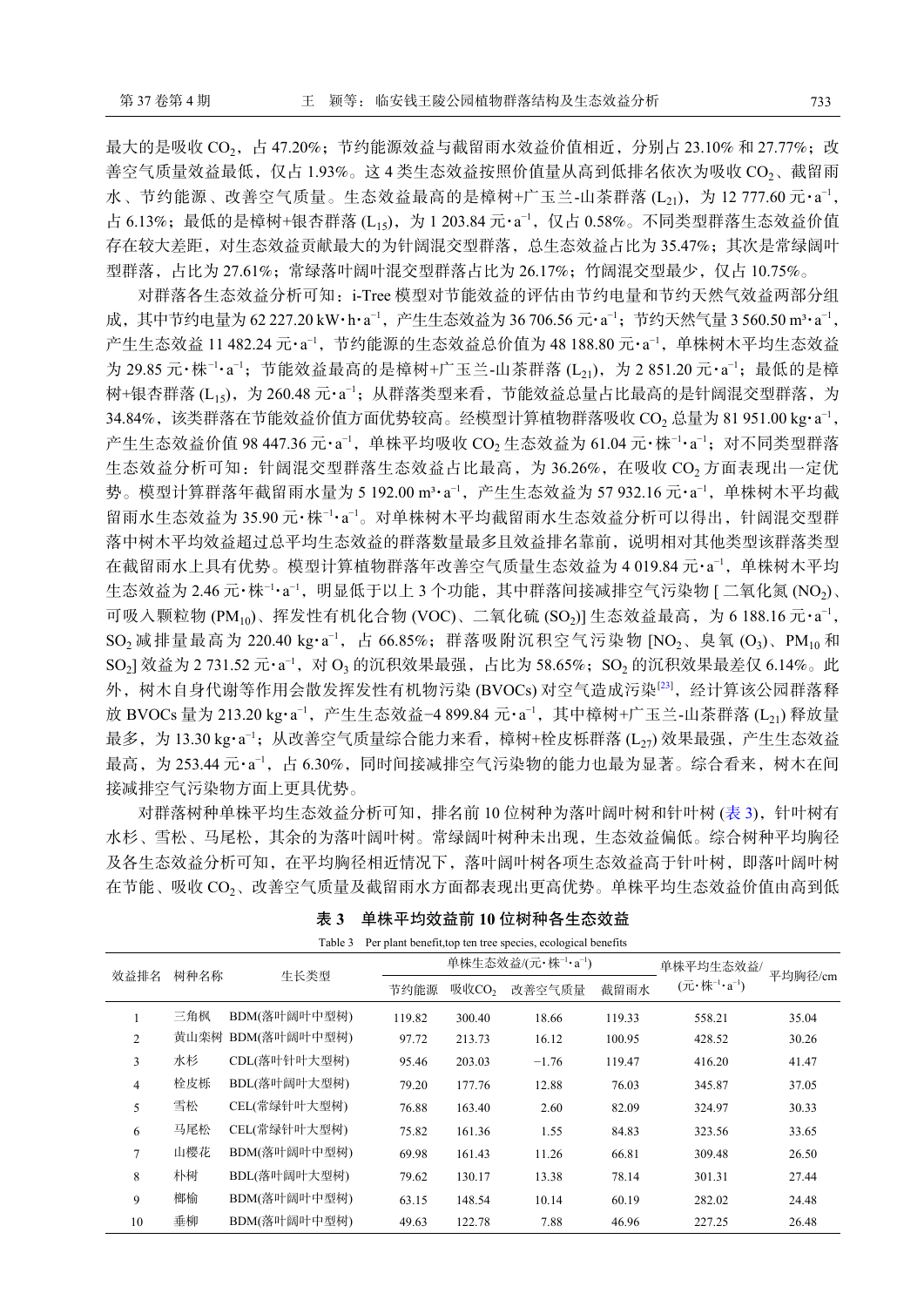最大的是吸收 $CO_2$，占 47.20%；节约能源效益与截留雨水效益价值相近，分别占 23.10% 和 27.77%；改善空气质量效益最低，仅占 1.93%。这 4 类生态效益按照价值量从高到低排名依次为吸收 $CO_2$、截留雨水、节约能源、改善空气质量。生态效益最高的是樟树+广玉兰-山茶群落 ($L_{21}$)，为 12 777.60 元·$a^{-1}$，占 6.13%；最低的是樟树+银杏群落 ($L_{15}$)，为 1 203.84 元·$a^{-1}$，仅占 0.58%。不同类型群落生态效益价值存在较大差距，对生态效益贡献最大的为针阔混交型群落，总生态效益占比为 35.47%；其次是常绿阔叶型群落，占比为 27.61%；常绿落叶阔叶混交型群落占比为 26.17%；竹阔混交型最少，仅占 10.75%。

对群落各生态效益分析可知：i-Tree 模型对节能效益的评估由节约电量和节约天然气效益两部分组成，其中节约电量为 62 227.20 kW·h·$a^{-1}$，产生生态效益为 36 706.56 元·$a^{-1}$；节约天然气量 3 560.50 $m^3$·$a^{-1}$，产生生态效益 11 482.24 元·$a^{-1}$，节约能源的生态效益总价值为 48 188.80 元·$a^{-1}$，单株树木平均生态效益为 29.85 元·株$^{-1}$·$a^{-1}$；节能效益最高的是樟树+广玉兰-山茶群落 ($L_{21}$)，为 2 851.20 元·$a^{-1}$；最低的是樟树+银杏群落 ($L_{15}$)，为 260.48 元·$a^{-1}$；从群落类型来看，节能效益总量占比最高的是针阔混交型群落，为 34.84%，该类群落在节能效益价值方面优势较高。经模型计算植物群落吸收 $CO_2$ 总量为 81 951.00 kg·$a^{-1}$，产生生态效益价值 98 447.36 元·$a^{-1}$，单株平均吸收 $CO_2$ 生态效益为 61.04 元·株$^{-1}$·$a^{-1}$；对不同类型群落生态效益分析可知：针阔混交型群落生态效益占比最高，为 36.26%，在吸收 $CO_2$ 方面表现出一定优势。模型计算群落年截留雨水量为 5 192.00 $m^3$·$a^{-1}$，产生生态效益为 57 932.16 元·$a^{-1}$，单株树木平均截留雨水生态效益为 35.90 元·株$^{-1}$·$a^{-1}$。对单株树木平均截留雨水生态效益分析可以得出，针阔混交型群落中树木平均效益超过总平均生态效益的群落数量最多且效益排名靠前，说明相对其他类型该群落类型在截留雨水上具有优势。模型计算植物群落年改善空气质量生态效益为 4 019.84 元·$a^{-1}$，单株树木平均生态效益为 2.46 元·株$^{-1}$·$a^{-1}$，明显低于以上 3 个功能，其中群落间接减排空气污染物 [ 二氧化氮 ($NO_2$)、可吸入颗粒物 ($PM_{10}$)、挥发性有机化合物 (VOC)、二氧化硫 ($SO_2$)] 生态效益最高，为 6 188.16 元·$a^{-1}$，$SO_2$ 减排量最高为 220.40 kg·$a^{-1}$，占 66.85%；群落吸附沉积空气污染物 [$NO_2$、臭氧 ($O_3$)、$PM_{10}$ 和 $SO_2$] 效益为 2 731.52 元·$a^{-1}$，对 $O_3$ 的沉积效果最强，占比为 58.65%；$SO_2$ 的沉积效果最差仅 6.14%。此外，树木自身代谢等作用会散发挥发性有机物污染 (BVOCs) 对空气造成污染[23]，经计算该公园群落释放 BVOCs 量为 213.20 kg·$a^{-1}$，产生生态效益−4 899.84 元·$a^{-1}$，其中樟树+广玉兰-山茶群落 ($L_{21}$) 释放量最多，为 13.30 kg·$a^{-1}$；从改善空气质量综合能力来看，樟树+栓皮栎群落 ($L_{27}$) 效果最强，产生生态效益最高，为 253.44 元·$a^{-1}$，占 6.30%，同时间接减排空气污染物的能力也最为显著。综合看来，树木在间接减排空气污染物方面上更具优势。

对群落树种单株平均生态效益分析可知，排名前 10 位树种为落叶阔叶树和针叶树 (表 3)，针叶树有水杉、雪松、马尾松，其余的为落叶阔叶树。常绿阔叶树种未出现，生态效益偏低。综合树种平均胸径及各生态效益分析可知，在平均胸径相近情况下，落叶阔叶树种各项生态效益高于针叶树，即落叶阔叶树在节能、吸收 $CO_2$、改善空气质量及截留雨水方面都表现出更高优势。单株平均生态效益价值由高到低

**表 3　单株平均效益前 10 位树种各生态效益**

Table 3　Per plant benefit,top ten tree species, ecological benefits

| 效益排名 | 树种名称 | 生长类型 | 单株生态效益/(元·株$^{-1}$·$a^{-1}$) | | | | 单株平均生态效益/(元·株$^{-1}$·$a^{-1}$) | 平均胸径/cm |
|---|---|---|---|---|---|---|---|---|
| | | | 节约能源 | 吸收$CO_2$ | 改善空气质量 | 截留雨水 | | |
| 1 | 三角枫 | BDM(落叶阔叶中型树) | 119.82 | 300.40 | 18.66 | 119.33 | 558.21 | 35.04 |
| 2 | 黄山栾树 | BDM(落叶阔叶中型树) | 97.72 | 213.73 | 16.12 | 100.95 | 428.52 | 30.26 |
| 3 | 水杉 | CDL(落叶针叶大型树) | 95.46 | 203.03 | −1.76 | 119.47 | 416.20 | 41.47 |
| 4 | 栓皮栎 | BDL(落叶阔叶大型树) | 79.20 | 177.76 | 12.88 | 76.03 | 345.87 | 37.05 |
| 5 | 雪松 | CEL(常绿针叶大型树) | 76.88 | 163.40 | 2.60 | 82.09 | 324.97 | 30.33 |
| 6 | 马尾松 | CEL(常绿针叶大型树) | 75.82 | 161.36 | 1.55 | 84.83 | 323.56 | 33.65 |
| 7 | 山樱花 | BDM(落叶阔叶中型树) | 69.98 | 161.43 | 11.26 | 66.81 | 309.48 | 26.50 |
| 8 | 朴树 | BDL(落叶阔叶大型树) | 79.62 | 130.17 | 13.38 | 78.14 | 301.31 | 27.44 |
| 9 | 榔榆 | BDM(落叶阔叶中型树) | 63.15 | 148.54 | 10.14 | 60.19 | 282.02 | 24.48 |
| 10 | 垂柳 | BDM(落叶阔叶中型树) | 49.63 | 122.78 | 7.88 | 46.96 | 227.25 | 26.48 |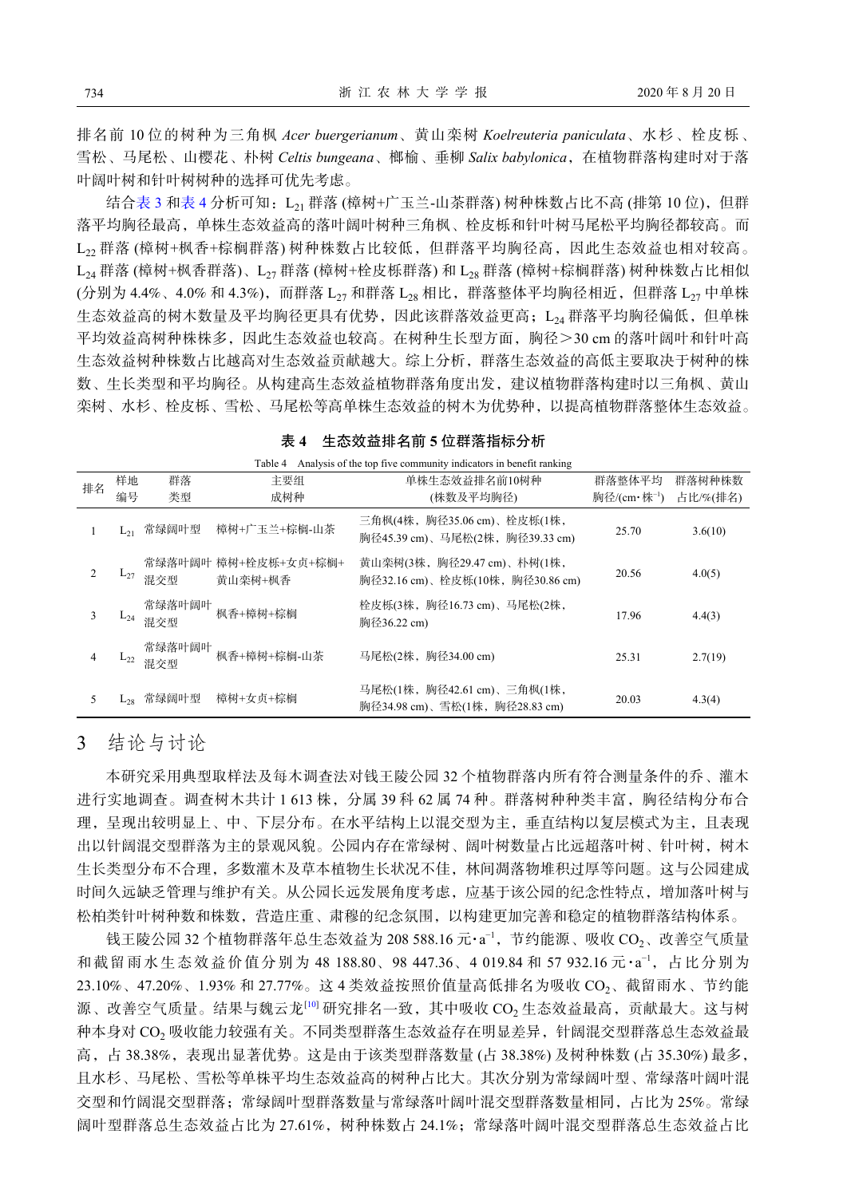排名前 10 位的树种为三角枫 *Acer buergerianum*、黄山栾树 *Koelreuteria paniculata*、水杉、栓皮栎、雪松、马尾松、山樱花、朴树 *Celtis bungeana*、榔榆、垂柳 *Salix babylonica*，在植物群落构建时对于落叶阔叶树和针叶树树种的选择可优先考虑。

结合表 3 和表 4 分析可知：$L_{21}$ 群落 (樟树+广玉兰-山茶群落) 树种株数占比不高 (排第 10 位)，但群落平均胸径最高，单株生态效益高的落叶阔叶树种三角枫、栓皮栎和针叶树马尾松平均胸径都较高。而 $L_{22}$ 群落 (樟树+枫香+棕榈群落) 树种株数占比较低，但群落平均胸径高，因此生态效益也相对较高。$L_{24}$ 群落 (樟树+枫香群落)、$L_{27}$ 群落 (樟树+栓皮栎群落) 和 $L_{28}$ 群落 (樟树+棕榈群落) 树种株数占比相似 (分别为 4.4%、4.0% 和 4.3%)，而群落 $L_{27}$ 和群落 $L_{28}$ 相比，群落整体平均胸径相近，但群落 $L_{27}$ 中单株生态效益高的树木数量及平均胸径更具有优势，因此该群落效益更高；$L_{24}$ 群落平均胸径偏低，但单株平均效益高树种株株多，因此生态效益也较高。在树种生长型方面，胸径>30 cm 的落叶阔叶和针叶高生态效益树种株数占比越高对生态效益贡献越大。综上分析，群落生态效益的高低主要取决于树种的株数、生长类型和平均胸径。从构建高生态效益植物群落角度出发，建议植物群落构建时以三角枫、黄山栾树、水杉、栓皮栎、雪松、马尾松等高单株生态效益的树木为优势种，以提高植物群落整体生态效益。

**表 4　生态效益排名前 5 位群落指标分析**

Table 4　Analysis of the top five community indicators in benefit ranking

| 排名 | 样地编号 | 群落类型 | 主要组成树种 | 单株生态效益排名前10树种(株数及平均胸径) | 群落整体平均胸径/(cm·株$^{-1}$) | 群落树种株数占比/%(排名) |
|---|---|---|---|---|---|---|
| 1 | $L_{21}$ | 常绿阔叶型 | 樟树+广玉兰+棕榈-山茶 | 三角枫(4株，胸径35.06 cm)、栓皮栎(1株，胸径45.39 cm)、马尾松(2株，胸径39.33 cm) | 25.70 | 3.6(10) |
| 2 | $L_{27}$ | 常绿落叶阔叶混交型 | 樟树+栓皮栎+女贞+棕榈+黄山栾树+枫香 | 黄山栾树(3株，胸径29.47 cm)、朴树(1株，胸径32.16 cm)、栓皮栎(10株，胸径30.86 cm) | 20.56 | 4.0(5) |
| 3 | $L_{24}$ | 常绿落叶阔叶混交型 | 枫香+樟树+棕榈 | 栓皮栎(3株，胸径16.73 cm)、马尾松(2株，胸径36.22 cm) | 17.96 | 4.4(3) |
| 4 | $L_{22}$ | 常绿落叶阔叶混交型 | 枫香+樟树+棕榈-山茶 | 马尾松(2株，胸径34.00 cm) | 25.31 | 2.7(19) |
| 5 | $L_{28}$ | 常绿阔叶型 | 樟树+女贞+棕榈 | 马尾松(1株，胸径42.61 cm)、三角枫(1株，胸径34.98 cm)、雪松(1株，胸径28.83 cm) | 20.03 | 4.3(4) |

## 3　结论与讨论

本研究采用典型取样法及每木调查法对钱王陵公园 32 个植物群落内所有符合测量条件的乔、灌木进行实地调查。调查树木共计 1 613 株，分属 39 科 62 属 74 种。群落树种种类丰富，胸径结构分布合理，呈现出较明显上、中、下层分布。在水平结构上以混交型为主，垂直结构以复层模式为主，且表现出以针阔混交型群落为主的景观风貌。公园内存在常绿树、阔叶树数量占比远超落叶树、针叶树，树木生长类型分布不合理，多数灌木及草本植物生长状况不佳，林间凋落物堆积过厚等问题。这与公园建成时间久远缺乏管理与维护有关。从公园长远发展角度考虑，应基于该公园的纪念性特点，增加落叶树与松柏类针叶树种数和株数，营造庄重、肃穆的纪念氛围，以构建更加完善和稳定的植物群落结构体系。

钱王陵公园 32 个植物群落年总生态效益为 208 588.16 元·a$^{-1}$，节约能源、吸收 $CO_2$、改善空气质量和截留雨水生态效益价值分别为 48 188.80、98 447.36、4 019.84 和 57 932.16 元·a$^{-1}$，占比分别为 23.10%、47.20%、1.93% 和 27.77%。这 4 类效益按照价值量高低排名为吸收 $CO_2$、截留雨水、节约能源、改善空气质量。结果与魏云龙[10] 研究排名一致，其中吸收 $CO_2$ 生态效益最高，贡献最大。这与树种本身对 $CO_2$ 吸收能力较强有关。不同类型群落生态效益存在明显差异，针阔混交型群落总生态效益最高，占 38.38%，表现出显著优势。这是由于该类型群落数量 (占 38.38%) 及树种株数 (占 35.30%) 最多，且水杉、马尾松、雪松等单株平均生态效益高的树种占比大。其次分别为常绿阔叶型、常绿落叶阔叶混交型和竹阔混交型群落；常绿阔叶型群落数量与常绿落叶阔叶混交型群落数量相同，占比为 25%。常绿阔叶型群落总生态效益占比为 27.61%，树种株数占 24.1%；常绿落叶阔叶混交型群落总生态效益占比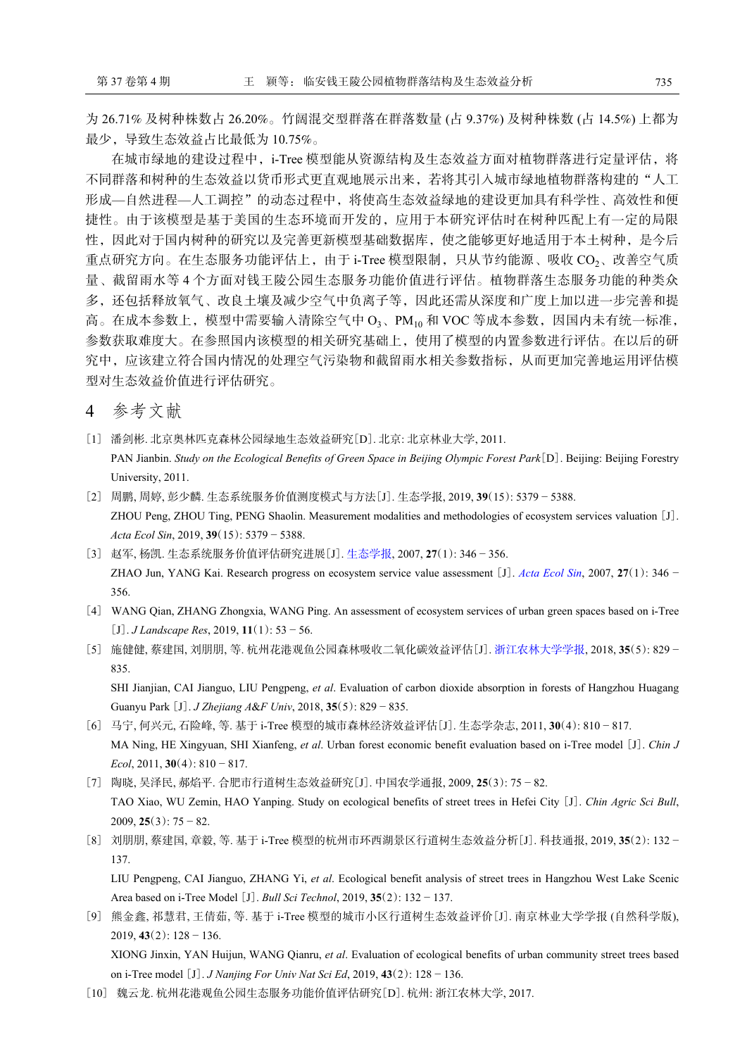为 26.71% 及树种株数占 26.20%。竹阔混交型群落在群落数量 (占 9.37%) 及树种株数 (占 14.5%) 上都为最少，导致生态效益占比最低为 10.75%。

在城市绿地的建设过程中，i-Tree 模型能从资源结构及生态效益方面对植物群落进行定量评估，将不同群落和树种的生态效益以货币形式更直观地展示出来，若将其引入城市绿地植物群落构建的“人工形成—自然进程—人工调控”的动态过程中，将使高生态效益绿地的建设更加具有科学性、高效性和便捷性。由于该模型是基于美国的生态环境而开发的，应用于本研究评估时在树种匹配上有一定的局限性，因此对于国内树种的研究以及完善更新模型基础数据库，使之能够更好地适用于本土树种，是今后重点研究方向。在生态服务功能评估上，由于 i-Tree 模型限制，只从节约能源、吸收 $CO_2$、改善空气质量、截留雨水等 4 个方面对钱王陵公园生态服务功能价值进行评估。植物群落生态服务功能的种类众多，还包括释放氧气、改良土壤及减少空气中负离子等，因此还需从深度和广度上加以进一步完善和提高。在成本参数上，模型中需要输入清除空气中 $O_3$、$PM_{10}$ 和 VOC 等成本参数，因国内未有统一标准，参数获取难度大。在参照国内该模型的相关研究基础上，使用了模型的内置参数进行评估。在以后的研究中，应该建立符合国内情况的处理空气污染物和截留雨水相关参数指标，从而更加完善地运用评估模型对生态效益价值进行评估研究。

## 4 参考文献

[1] 潘剑彬. 北京奥林匹克森林公园绿地生态效益研究[D]. 北京: 北京林业大学, 2011.
PAN Jianbin. *Study on the Ecological Benefits of Green Space in Beijing Olympic Forest Park*[D]. Beijing: Beijing Forestry University, 2011.

[2] 周鹏, 周婷, 彭少麟. 生态系统服务价值测度模式与方法[J]. 生态学报, 2019, **39**(15): 5379 − 5388.
ZHOU Peng, ZHOU Ting, PENG Shaolin. Measurement modalities and methodologies of ecosystem services valuation [J]. *Acta Ecol Sin*, 2019, **39**(15): 5379 − 5388.

[3] 赵军, 杨凯. 生态系统服务价值评估研究进展[J]. 生态学报, 2007, **27**(1): 346 − 356.
ZHAO Jun, YANG Kai. Research progress on ecosystem service value assessment [J]. *Acta Ecol Sin*, 2007, **27**(1): 346 − 356.

[4] WANG Qian, ZHANG Zhongxia, WANG Ping. An assessment of ecosystem services of urban green spaces based on i-Tree [J]. *J Landscape Res*, 2019, **11**(1): 53 − 56.

[5] 施健健, 蔡建国, 刘朋朋, 等. 杭州花港观鱼公园森林吸收二氧化碳效益评估[J]. 浙江农林大学学报, 2018, **35**(5): 829 − 835.
SHI Jianjian, CAI Jianguo, LIU Pengpeng, *et al*. Evaluation of carbon dioxide absorption in forests of Hangzhou Huagang Guanyu Park [J]. *J Zhejiang A&F Univ*, 2018, **35**(5): 829 − 835.

[6] 马宁, 何兴元, 石险峰, 等. 基于 i-Tree 模型的城市森林经济效益评估[J]. 生态学杂志, 2011, **30**(4): 810 − 817.
MA Ning, HE Xingyuan, SHI Xianfeng, *et al*. Urban forest economic benefit evaluation based on i-Tree model [J]. *Chin J Ecol*, 2011, **30**(4): 810 − 817.

[7] 陶晓, 吴泽民, 郝焰平. 合肥市行道树生态效益研究[J]. 中国农学通报, 2009, **25**(3): 75 − 82.
TAO Xiao, WU Zemin, HAO Yanping. Study on ecological benefits of street trees in Hefei City [J]. *Chin Agric Sci Bull*, 2009, **25**(3): 75 − 82.

[8] 刘朋朋, 蔡建国, 章毅, 等. 基于 i-Tree 模型的杭州市环西湖景区行道树生态效益分析[J]. 科技通报, 2019, **35**(2): 132 − 137.
LIU Pengpeng, CAI Jianguo, ZHANG Yi, *et al*. Ecological benefit analysis of street trees in Hangzhou West Lake Scenic Area based on i-Tree Model [J]. *Bull Sci Technol*, 2019, **35**(2): 132 − 137.

[9] 熊金鑫, 祁慧君, 王倩茹, 等. 基于 i-Tree 模型的城市小区行道树生态效益评价[J]. 南京林业大学学报 (自然科学版), 2019, **43**(2): 128 − 136.
XIONG Jinxin, YAN Huijun, WANG Qianru, *et al*. Evaluation of ecological benefits of urban community street trees based on i-Tree model [J]. *J Nanjing For Univ Nat Sci Ed*, 2019, **43**(2): 128 − 136.

[10] 魏云龙. 杭州花港观鱼公园生态服务功能价值评估研究[D]. 杭州: 浙江农林大学, 2017.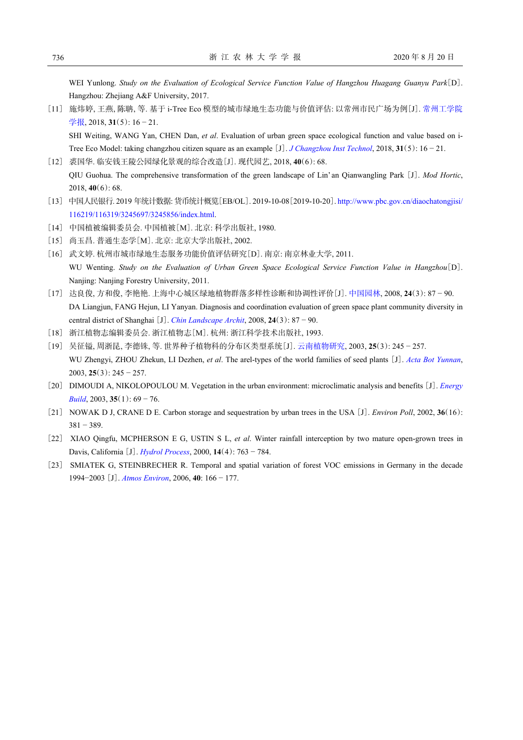WEI Yunlong. *Study on the Evaluation of Ecological Service Function Value of Hangzhou Huagang Guanyu Park*[D]. Hangzhou: Zhejiang A&F University, 2017.

[11] 施炜婷, 王燕, 陈聃, 等. 基于 i-Tree Eco 模型的城市绿地生态功能与价值评估: 以常州市民广场为例[J]. 常州工学院学报, 2018, **31**(5): 16 − 21.

SHI Weiting, WANG Yan, CHEN Dan, *et al*. Evaluation of urban green space ecological function and value based on i-Tree Eco Model: taking changzhou citizen square as an example [J]. *J Changzhou Inst Technol*, 2018, **31**(5): 16 − 21.

[12] 裘国华. 临安钱王陵公园绿化景观的综合改造[J]. 现代园艺, 2018, **40**(6): 68.

QIU Guohua. The comprehensive transformation of the green landscape of Lin'an Qianwangling Park [J]. *Mod Hortic*, 2018, **40**(6): 68.

[13] 中国人民银行. 2019 年统计数据: 货币统计概览[EB/OL]. 2019-10-08[2019-10-20]. http://www.pbc.gov.cn/diaochatongjisi/116219/116319/3245697/3245856/index.html.

[14] 中国植被编辑委员会. 中国植被[M]. 北京: 科学出版社, 1980.

[15] 尚玉昌. 普通生态学[M]. 北京: 北京大学出版社, 2002.

[16] 武文婷. 杭州市城市绿地生态服务功能价值评估研究[D]. 南京: 南京林业大学, 2011.

WU Wenting. *Study on the Evaluation of Urban Green Space Ecological Service Function Value in Hangzhou*[D]. Nanjing: Nanjing Forestry University, 2011.

[17] 达良俊, 方和俊, 李艳艳. 上海中心城区绿地植物群落多样性诊断和协调性评价[J]. 中国园林, 2008, **24**(3): 87 − 90.

DA Liangjun, FANG Hejun, LI Yanyan. Diagnosis and coordination evaluation of green space plant community diversity in central district of Shanghai [J]. *Chin Landscape Archit*, 2008, **24**(3): 87 − 90.

[18] 浙江植物志编辑委员会. 浙江植物志[M]. 杭州: 浙江科学技术出版社, 1993.

[19] 吴征镒, 周浙昆, 李德铢, 等. 世界种子植物科的分布区类型系统[J]. 云南植物研究, 2003, **25**(3): 245 − 257.

WU Zhengyi, ZHOU Zhekun, LI Dezhen, *et al*. The arel-types of the world families of seed plants [J]. *Acta Bot Yunnan*, 2003, **25**(3): 245 − 257.

[20] DIMOUDI A, NIKOLOPOULOU M. Vegetation in the urban environment: microclimatic analysis and benefits [J]. *Energy Build*, 2003, **35**(1): 69 − 76.

[21] NOWAK D J, CRANE D E. Carbon storage and sequestration by urban trees in the USA [J]. *Environ Poll*, 2002, **36**(16): 381 − 389.

[22] XIAO Qingfu, MCPHERSON E G, USTIN S L, *et al*. Winter rainfall interception by two mature open-grown trees in Davis, California [J]. *Hydrol Process*, 2000, **14**(4): 763 − 784.

[23] SMIATEK G, STEINBRECHER R. Temporal and spatial variation of forest VOC emissions in Germany in the decade 1994−2003 [J]. *Atmos Environ*, 2006, **40**: 166 − 177.